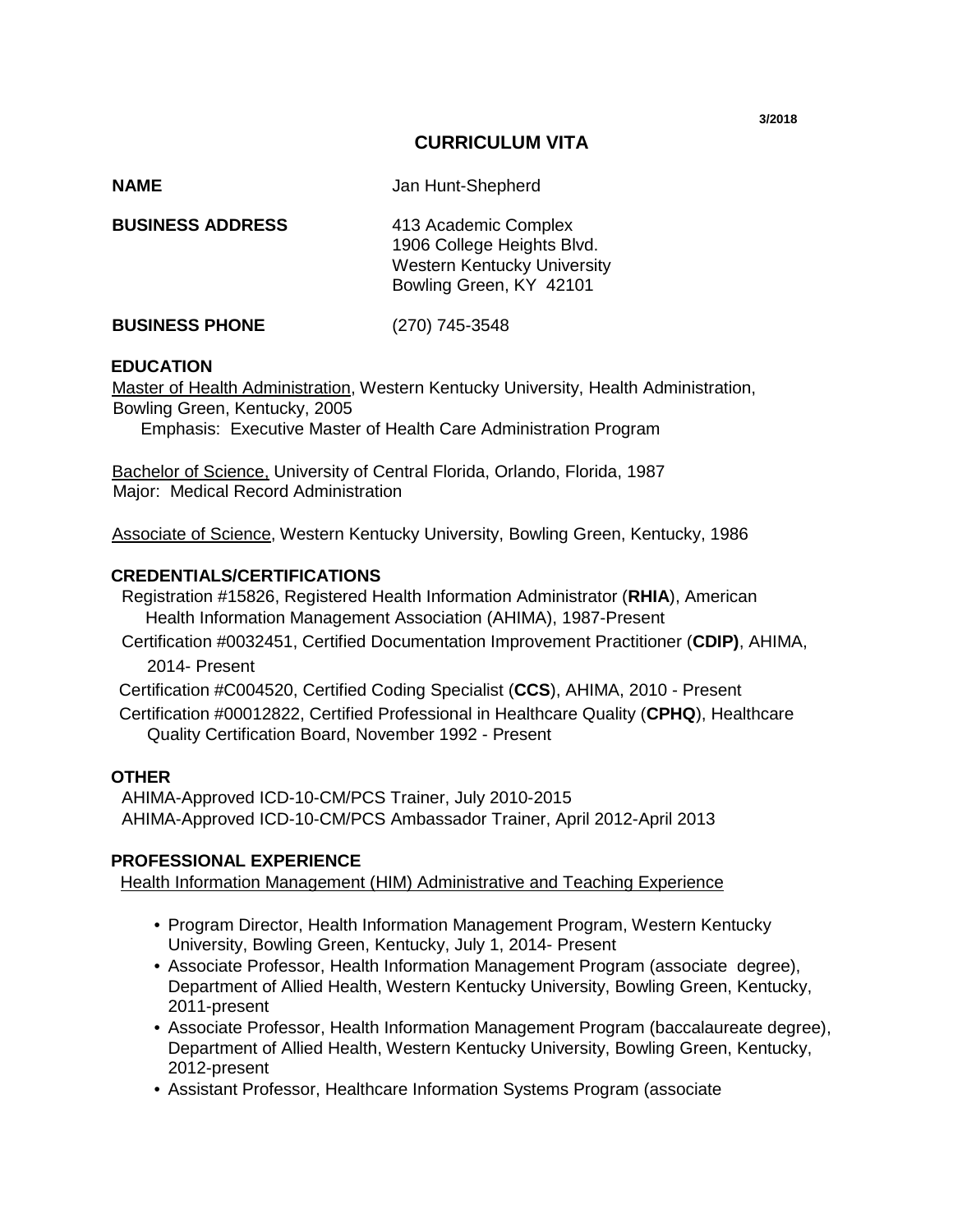3/2018

# CURRICULUM VITA

**NAME** Jan Hunt-Shepherd

**BUSINESS ADDRESS** 413 Academic Complex
1906 College Heights Blvd.
Western Kentucky University
Bowling Green, KY 42101

**BUSINESS PHONE** (270) 745-3548

## EDUCATION

Master of Health Administration, Western Kentucky University, Health Administration, Bowling Green, Kentucky, 2005
Emphasis: Executive Master of Health Care Administration Program

Bachelor of Science, University of Central Florida, Orlando, Florida, 1987
Major: Medical Record Administration

Associate of Science, Western Kentucky University, Bowling Green, Kentucky, 1986

## CREDENTIALS/CERTIFICATIONS

Registration #15826, Registered Health Information Administrator (**RHIA**), American Health Information Management Association (AHIMA), 1987-Present

Certification #0032451, Certified Documentation Improvement Practitioner (**CDIP)**, AHIMA, 2014- Present

Certification #C004520, Certified Coding Specialist (**CCS**), AHIMA, 2010 - Present

Certification #00012822, Certified Professional in Healthcare Quality (**CPHQ**), Healthcare Quality Certification Board, November 1992 - Present

## OTHER

AHIMA-Approved ICD-10-CM/PCS Trainer, July 2010-2015
AHIMA-Approved ICD-10-CM/PCS Ambassador Trainer, April 2012-April 2013

## PROFESSIONAL EXPERIENCE

Health Information Management (HIM) Administrative and Teaching Experience

- Program Director, Health Information Management Program, Western Kentucky University, Bowling Green, Kentucky, July 1, 2014- Present
- Associate Professor, Health Information Management Program (associate degree), Department of Allied Health, Western Kentucky University, Bowling Green, Kentucky, 2011-present
- Associate Professor, Health Information Management Program (baccalaureate degree), Department of Allied Health, Western Kentucky University, Bowling Green, Kentucky, 2012-present
- Assistant Professor, Healthcare Information Systems Program (associate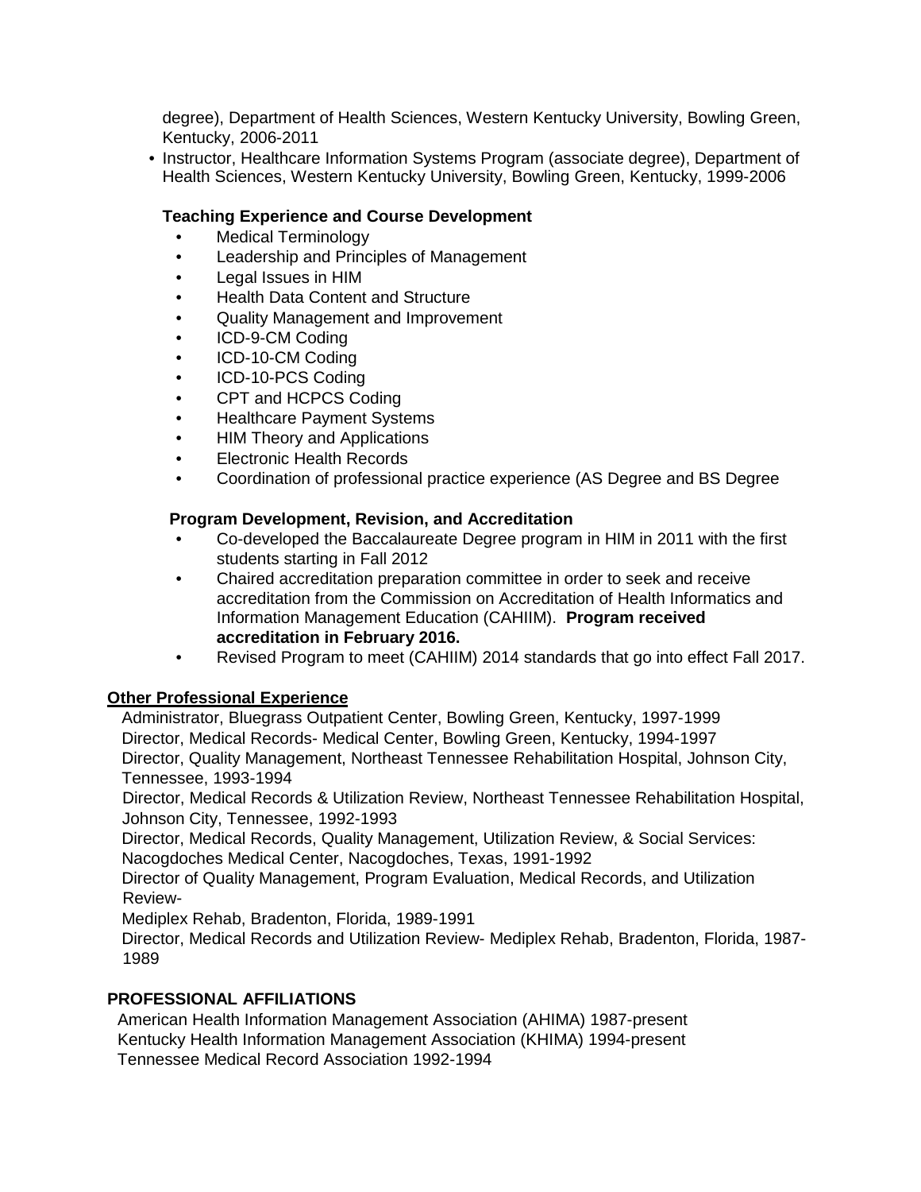degree), Department of Health Sciences, Western Kentucky University, Bowling Green, Kentucky, 2006-2011

- Instructor, Healthcare Information Systems Program (associate degree), Department of Health Sciences, Western Kentucky University, Bowling Green, Kentucky, 1999-2006

**Teaching Experience and Course Development**

- Medical Terminology
- Leadership and Principles of Management
- Legal Issues in HIM
- Health Data Content and Structure
- Quality Management and Improvement
- ICD-9-CM Coding
- ICD-10-CM Coding
- ICD-10-PCS Coding
- CPT and HCPCS Coding
- Healthcare Payment Systems
- HIM Theory and Applications
- Electronic Health Records
- Coordination of professional practice experience (AS Degree and BS Degree

**Program Development, Revision, and Accreditation**

- Co-developed the Baccalaureate Degree program in HIM in 2011 with the first students starting in Fall 2012
- Chaired accreditation preparation committee in order to seek and receive accreditation from the Commission on Accreditation of Health Informatics and Information Management Education (CAHIIM). **Program received accreditation in February 2016.**
- Revised Program to meet (CAHIIM) 2014 standards that go into effect Fall 2017.

**<u>Other Professional Experience</u>**

Administrator, Bluegrass Outpatient Center, Bowling Green, Kentucky, 1997-1999
Director, Medical Records- Medical Center, Bowling Green, Kentucky, 1994-1997
Director, Quality Management, Northeast Tennessee Rehabilitation Hospital, Johnson City, Tennessee, 1993-1994
Director, Medical Records & Utilization Review, Northeast Tennessee Rehabilitation Hospital, Johnson City, Tennessee, 1992-1993
Director, Medical Records, Quality Management, Utilization Review, & Social Services: Nacogdoches Medical Center, Nacogdoches, Texas, 1991-1992
Director of Quality Management, Program Evaluation, Medical Records, and Utilization Review-
Mediplex Rehab, Bradenton, Florida, 1989-1991
Director, Medical Records and Utilization Review- Mediplex Rehab, Bradenton, Florida, 1987-1989

## PROFESSIONAL AFFILIATIONS

American Health Information Management Association (AHIMA) 1987-present
Kentucky Health Information Management Association (KHIMA) 1994-present
Tennessee Medical Record Association 1992-1994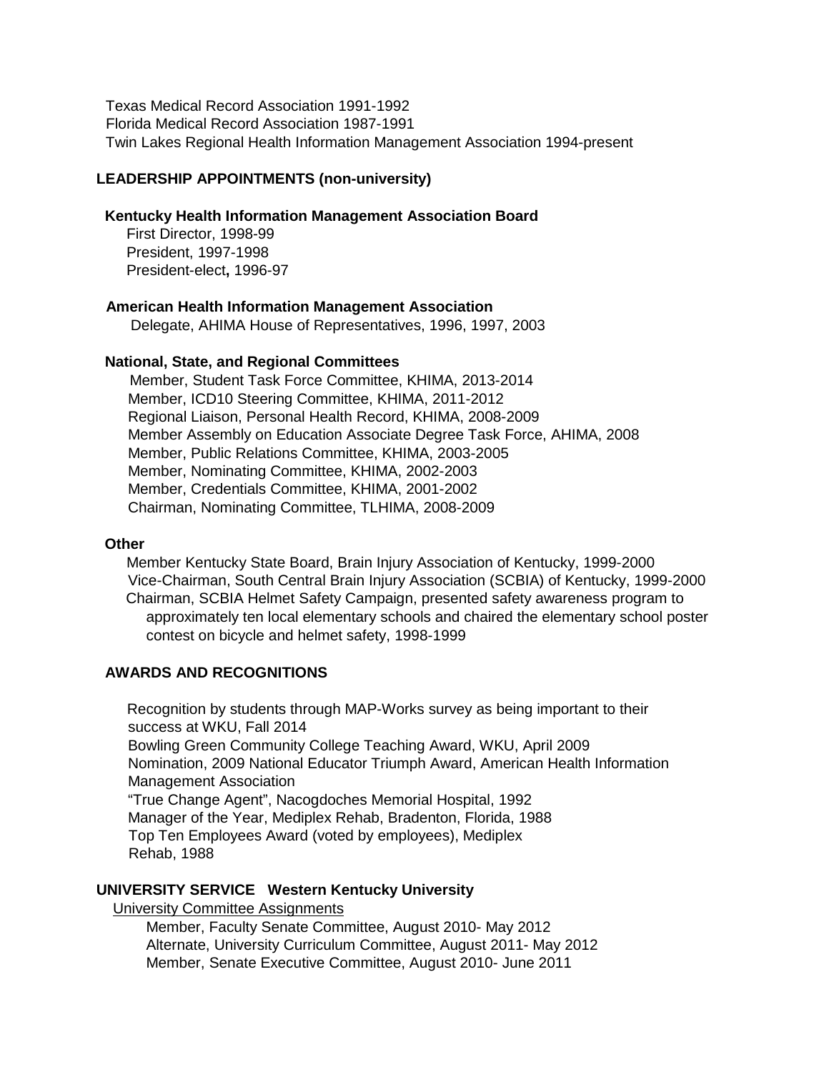Texas Medical Record Association 1991-1992
Florida Medical Record Association 1987-1991
Twin Lakes Regional Health Information Management Association 1994-present

## LEADERSHIP APPOINTMENTS (non-university)

### Kentucky Health Information Management Association Board

First Director, 1998-99
President, 1997-1998
President-elect**,** 1996-97

### American Health Information Management Association

Delegate, AHIMA House of Representatives, 1996, 1997, 2003

### National, State, and Regional Committees

Member, Student Task Force Committee, KHIMA, 2013-2014
Member, ICD10 Steering Committee, KHIMA, 2011-2012
Regional Liaison, Personal Health Record, KHIMA, 2008-2009
Member Assembly on Education Associate Degree Task Force, AHIMA, 2008
Member, Public Relations Committee, KHIMA, 2003-2005
Member, Nominating Committee, KHIMA, 2002-2003
Member, Credentials Committee, KHIMA, 2001-2002
Chairman, Nominating Committee, TLHIMA, 2008-2009

### Other

Member Kentucky State Board, Brain Injury Association of Kentucky, 1999-2000
Vice-Chairman, South Central Brain Injury Association (SCBIA) of Kentucky, 1999-2000
Chairman, SCBIA Helmet Safety Campaign, presented safety awareness program to approximately ten local elementary schools and chaired the elementary school poster contest on bicycle and helmet safety, 1998-1999

## AWARDS AND RECOGNITIONS

Recognition by students through MAP-Works survey as being important to their success at WKU, Fall 2014
Bowling Green Community College Teaching Award, WKU, April 2009
Nomination, 2009 National Educator Triumph Award, American Health Information Management Association
"True Change Agent", Nacogdoches Memorial Hospital, 1992
Manager of the Year, Mediplex Rehab, Bradenton, Florida, 1988
Top Ten Employees Award (voted by employees), Mediplex Rehab, 1988

## UNIVERSITY SERVICE Western Kentucky University

University Committee Assignments

Member, Faculty Senate Committee, August 2010- May 2012
Alternate, University Curriculum Committee, August 2011- May 2012
Member, Senate Executive Committee, August 2010- June 2011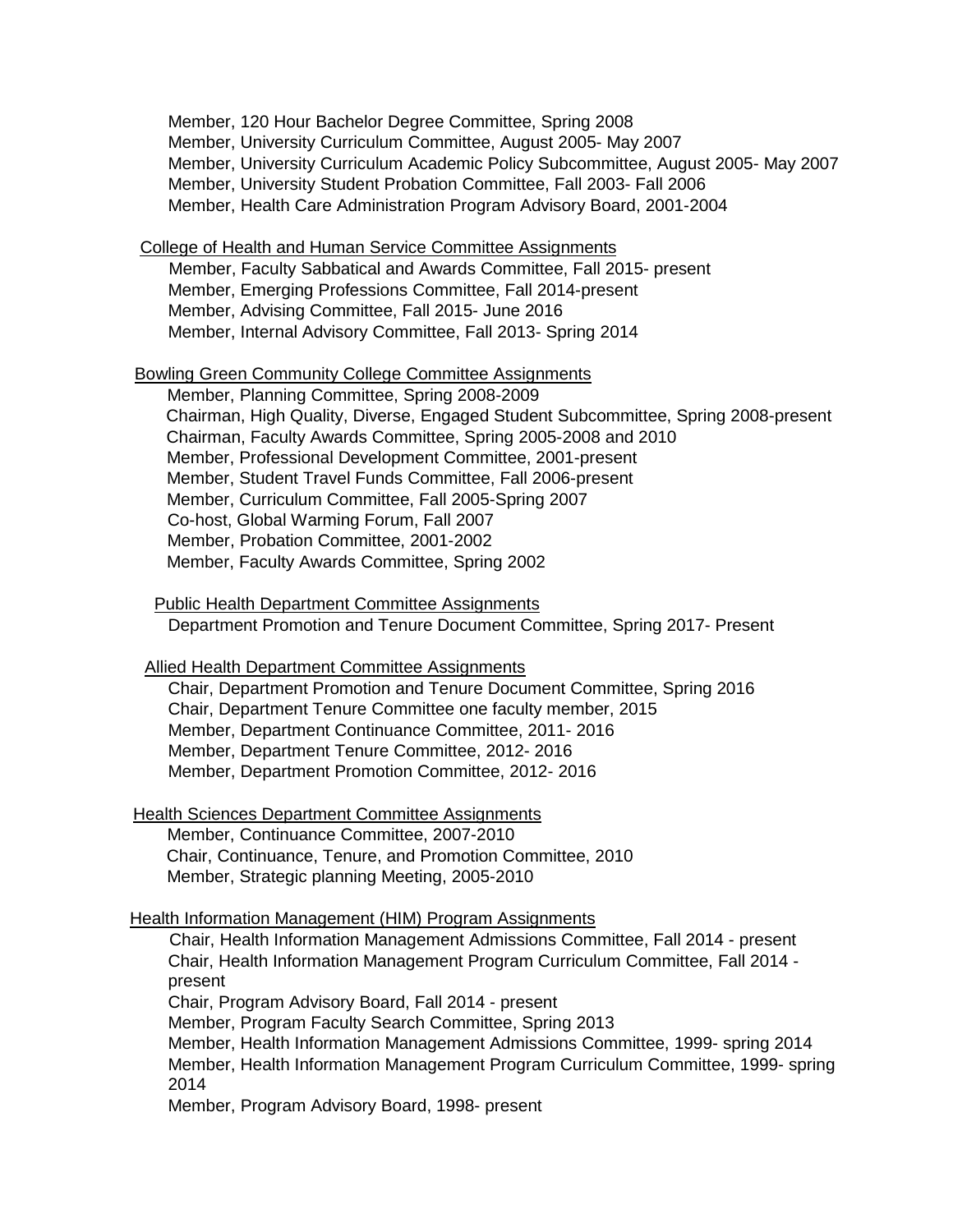Member, 120 Hour Bachelor Degree Committee, Spring 2008
Member, University Curriculum Committee, August 2005- May 2007
Member, University Curriculum Academic Policy Subcommittee, August 2005- May 2007
Member, University Student Probation Committee, Fall 2003- Fall 2006
Member, Health Care Administration Program Advisory Board, 2001-2004

<u>College of Health and Human Service Committee Assignments</u>

Member, Faculty Sabbatical and Awards Committee, Fall 2015- present
Member, Emerging Professions Committee, Fall 2014-present
Member, Advising Committee, Fall 2015- June 2016
Member, Internal Advisory Committee, Fall 2013- Spring 2014

<u>Bowling Green Community College Committee Assignments</u>

Member, Planning Committee, Spring 2008-2009
Chairman, High Quality, Diverse, Engaged Student Subcommittee, Spring 2008-present
Chairman, Faculty Awards Committee, Spring 2005-2008 and 2010
Member, Professional Development Committee, 2001-present
Member, Student Travel Funds Committee, Fall 2006-present
Member, Curriculum Committee, Fall 2005-Spring 2007
Co-host, Global Warming Forum, Fall 2007
Member, Probation Committee, 2001-2002
Member, Faculty Awards Committee, Spring 2002

<u>Public Health Department Committee Assignments</u>

Department Promotion and Tenure Document Committee, Spring 2017- Present

<u>Allied Health Department Committee Assignments</u>

Chair, Department Promotion and Tenure Document Committee, Spring 2016
Chair, Department Tenure Committee one faculty member, 2015
Member, Department Continuance Committee, 2011- 2016
Member, Department Tenure Committee, 2012- 2016
Member, Department Promotion Committee, 2012- 2016

<u>Health Sciences Department Committee Assignments</u>

Member, Continuance Committee, 2007-2010
Chair, Continuance, Tenure, and Promotion Committee, 2010
Member, Strategic planning Meeting, 2005-2010

<u>Health Information Management (HIM) Program Assignments</u>

Chair, Health Information Management Admissions Committee, Fall 2014 - present
Chair, Health Information Management Program Curriculum Committee, Fall 2014 - present
Chair, Program Advisory Board, Fall 2014 - present
Member, Program Faculty Search Committee, Spring 2013
Member, Health Information Management Admissions Committee, 1999- spring 2014
Member, Health Information Management Program Curriculum Committee, 1999- spring 2014
Member, Program Advisory Board, 1998- present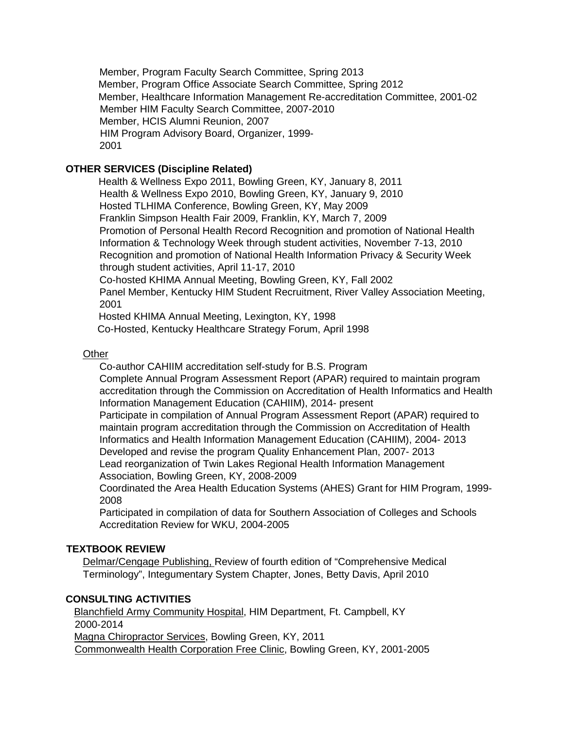Member, Program Faculty Search Committee, Spring 2013
Member, Program Office Associate Search Committee, Spring 2012
Member, Healthcare Information Management Re-accreditation Committee, 2001-02
Member HIM Faculty Search Committee, 2007-2010
Member, HCIS Alumni Reunion, 2007
HIM Program Advisory Board, Organizer, 1999-
2001

**OTHER SERVICES (Discipline Related)**

Health & Wellness Expo 2011, Bowling Green, KY, January 8, 2011
Health & Wellness Expo 2010, Bowling Green, KY, January 9, 2010
Hosted TLHIMA Conference, Bowling Green, KY, May 2009
Franklin Simpson Health Fair 2009, Franklin, KY, March 7, 2009
Promotion of Personal Health Record Recognition and promotion of National Health Information & Technology Week through student activities, November 7-13, 2010
Recognition and promotion of National Health Information Privacy & Security Week through student activities, April 11-17, 2010
Co-hosted KHIMA Annual Meeting, Bowling Green, KY, Fall 2002
Panel Member, Kentucky HIM Student Recruitment, River Valley Association Meeting, 2001
Hosted KHIMA Annual Meeting, Lexington, KY, 1998
Co-Hosted, Kentucky Healthcare Strategy Forum, April 1998

<u>Other</u>

Co-author CAHIIM accreditation self-study for B.S. Program
Complete Annual Program Assessment Report (APAR) required to maintain program accreditation through the Commission on Accreditation of Health Informatics and Health Information Management Education (CAHIIM), 2014- present
Participate in compilation of Annual Program Assessment Report (APAR) required to maintain program accreditation through the Commission on Accreditation of Health Informatics and Health Information Management Education (CAHIIM), 2004- 2013
Developed and revise the program Quality Enhancement Plan, 2007- 2013
Lead reorganization of Twin Lakes Regional Health Information Management Association, Bowling Green, KY, 2008-2009
Coordinated the Area Health Education Systems (AHES) Grant for HIM Program, 1999-2008
Participated in compilation of data for Southern Association of Colleges and Schools Accreditation Review for WKU, 2004-2005

**TEXTBOOK REVIEW**

<u>Delmar/Cengage Publishing,</u> Review of fourth edition of "Comprehensive Medical Terminology", Integumentary System Chapter, Jones, Betty Davis, April 2010

**CONSULTING ACTIVITIES**

<u>Blanchfield Army Community Hospital</u>, HIM Department, Ft. Campbell, KY
2000-2014
<u>Magna Chiropractor Services</u>, Bowling Green, KY, 2011
<u>Commonwealth Health Corporation Free Clinic</u>, Bowling Green, KY, 2001-2005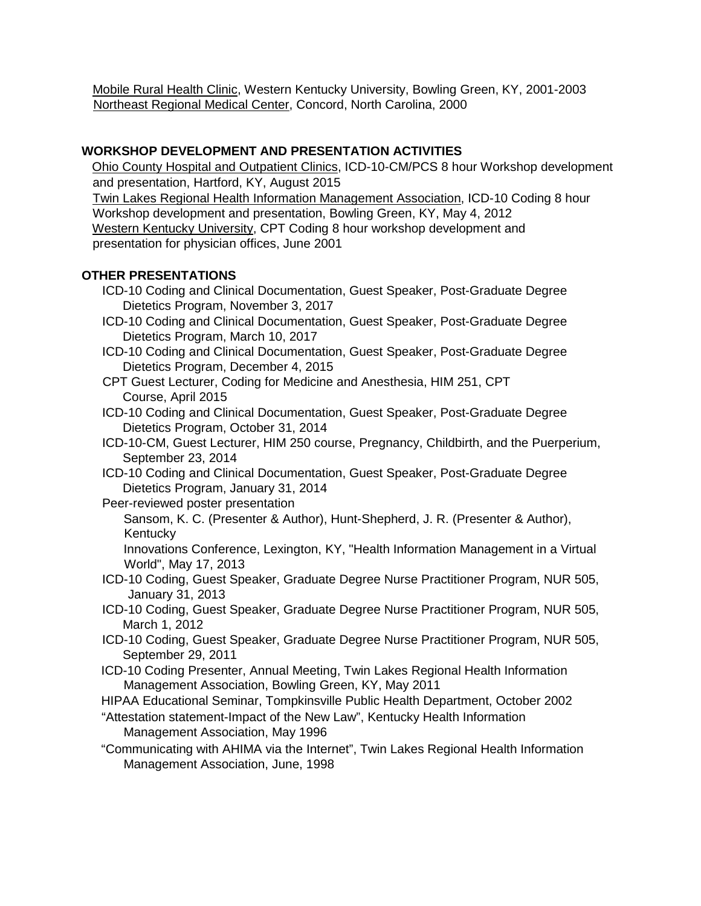Mobile Rural Health Clinic, Western Kentucky University, Bowling Green, KY, 2001-2003
Northeast Regional Medical Center, Concord, North Carolina, 2000

## WORKSHOP DEVELOPMENT AND PRESENTATION ACTIVITIES

Ohio County Hospital and Outpatient Clinics, ICD-10-CM/PCS 8 hour Workshop development and presentation, Hartford, KY, August 2015
Twin Lakes Regional Health Information Management Association, ICD-10 Coding 8 hour Workshop development and presentation, Bowling Green, KY, May 4, 2012
Western Kentucky University, CPT Coding 8 hour workshop development and presentation for physician offices, June 2001

## OTHER PRESENTATIONS

ICD-10 Coding and Clinical Documentation, Guest Speaker, Post-Graduate Degree Dietetics Program, November 3, 2017
ICD-10 Coding and Clinical Documentation, Guest Speaker, Post-Graduate Degree Dietetics Program, March 10, 2017
ICD-10 Coding and Clinical Documentation, Guest Speaker, Post-Graduate Degree Dietetics Program, December 4, 2015
CPT Guest Lecturer, Coding for Medicine and Anesthesia, HIM 251, CPT Course, April 2015
ICD-10 Coding and Clinical Documentation, Guest Speaker, Post-Graduate Degree Dietetics Program, October 31, 2014
ICD-10-CM, Guest Lecturer, HIM 250 course, Pregnancy, Childbirth, and the Puerperium, September 23, 2014
ICD-10 Coding and Clinical Documentation, Guest Speaker, Post-Graduate Degree Dietetics Program, January 31, 2014
Peer-reviewed poster presentation
Sansom, K. C. (Presenter & Author), Hunt-Shepherd, J. R. (Presenter & Author), Kentucky
Innovations Conference, Lexington, KY, "Health Information Management in a Virtual World", May 17, 2013
ICD-10 Coding, Guest Speaker, Graduate Degree Nurse Practitioner Program, NUR 505, January 31, 2013
ICD-10 Coding, Guest Speaker, Graduate Degree Nurse Practitioner Program, NUR 505, March 1, 2012
ICD-10 Coding, Guest Speaker, Graduate Degree Nurse Practitioner Program, NUR 505, September 29, 2011
ICD-10 Coding Presenter, Annual Meeting, Twin Lakes Regional Health Information Management Association, Bowling Green, KY, May 2011
HIPAA Educational Seminar, Tompkinsville Public Health Department, October 2002
"Attestation statement-Impact of the New Law", Kentucky Health Information Management Association, May 1996
"Communicating with AHIMA via the Internet", Twin Lakes Regional Health Information Management Association, June, 1998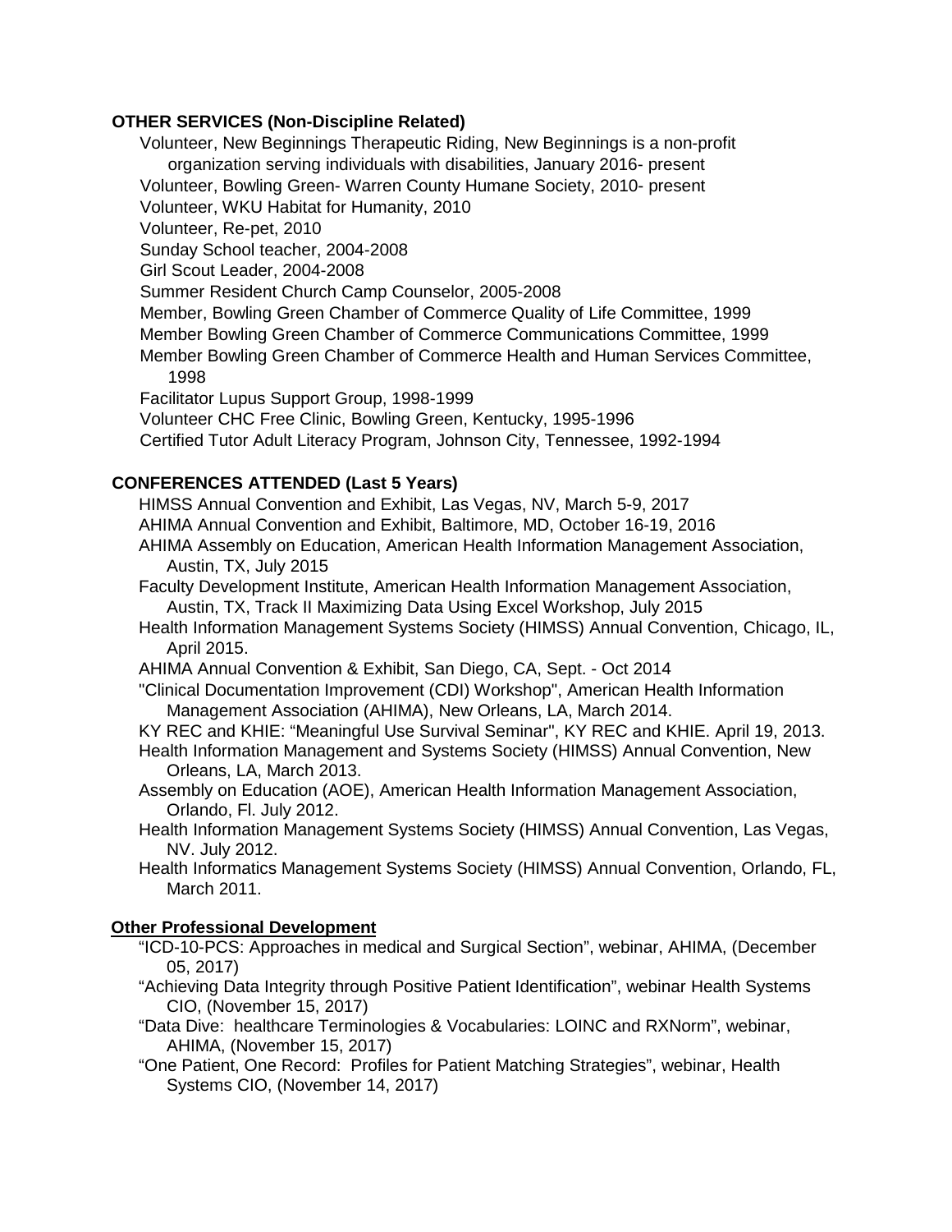**OTHER SERVICES (Non-Discipline Related)**

Volunteer, New Beginnings Therapeutic Riding, New Beginnings is a non-profit organization serving individuals with disabilities, January 2016- present
Volunteer, Bowling Green- Warren County Humane Society, 2010- present
Volunteer, WKU Habitat for Humanity, 2010
Volunteer, Re-pet, 2010
Sunday School teacher, 2004-2008
Girl Scout Leader, 2004-2008
Summer Resident Church Camp Counselor, 2005-2008
Member, Bowling Green Chamber of Commerce Quality of Life Committee, 1999
Member Bowling Green Chamber of Commerce Communications Committee, 1999
Member Bowling Green Chamber of Commerce Health and Human Services Committee, 1998
Facilitator Lupus Support Group, 1998-1999
Volunteer CHC Free Clinic, Bowling Green, Kentucky, 1995-1996
Certified Tutor Adult Literacy Program, Johnson City, Tennessee, 1992-1994

**CONFERENCES ATTENDED (Last 5 Years)**

HIMSS Annual Convention and Exhibit, Las Vegas, NV, March 5-9, 2017
AHIMA Annual Convention and Exhibit, Baltimore, MD, October 16-19, 2016
AHIMA Assembly on Education, American Health Information Management Association, Austin, TX, July 2015
Faculty Development Institute, American Health Information Management Association, Austin, TX, Track II Maximizing Data Using Excel Workshop, July 2015
Health Information Management Systems Society (HIMSS) Annual Convention, Chicago, IL, April 2015.
AHIMA Annual Convention & Exhibit, San Diego, CA, Sept. - Oct 2014
"Clinical Documentation Improvement (CDI) Workshop", American Health Information Management Association (AHIMA), New Orleans, LA, March 2014.
KY REC and KHIE: "Meaningful Use Survival Seminar", KY REC and KHIE. April 19, 2013.
Health Information Management and Systems Society (HIMSS) Annual Convention, New Orleans, LA, March 2013.
Assembly on Education (AOE), American Health Information Management Association, Orlando, Fl. July 2012.
Health Information Management Systems Society (HIMSS) Annual Convention, Las Vegas, NV. July 2012.
Health Informatics Management Systems Society (HIMSS) Annual Convention, Orlando, FL, March 2011.

**<u>Other Professional Development</u>**

"ICD-10-PCS: Approaches in medical and Surgical Section", webinar, AHIMA, (December 05, 2017)
"Achieving Data Integrity through Positive Patient Identification", webinar Health Systems CIO, (November 15, 2017)
"Data Dive: healthcare Terminologies & Vocabularies: LOINC and RXNorm", webinar, AHIMA, (November 15, 2017)
"One Patient, One Record: Profiles for Patient Matching Strategies", webinar, Health Systems CIO, (November 14, 2017)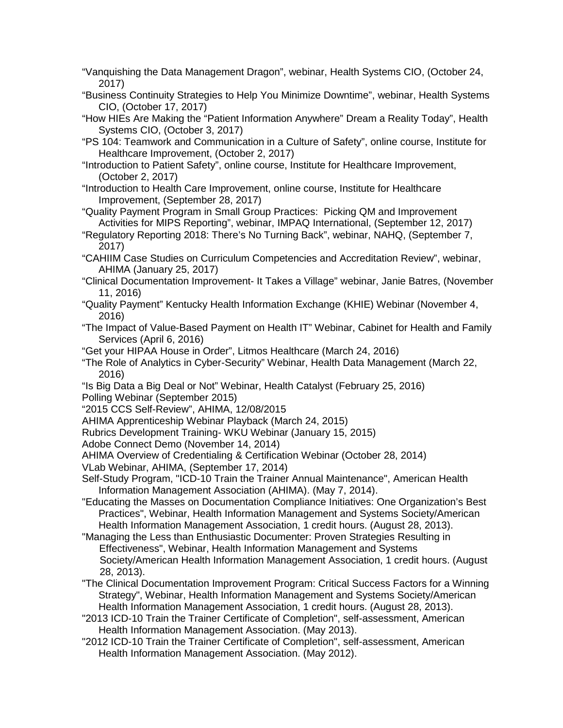"Vanquishing the Data Management Dragon", webinar, Health Systems CIO, (October 24, 2017)

"Business Continuity Strategies to Help You Minimize Downtime", webinar, Health Systems CIO, (October 17, 2017)

"How HIEs Are Making the "Patient Information Anywhere" Dream a Reality Today", Health Systems CIO, (October 3, 2017)

"PS 104: Teamwork and Communication in a Culture of Safety", online course, Institute for Healthcare Improvement, (October 2, 2017)

"Introduction to Patient Safety", online course, Institute for Healthcare Improvement, (October 2, 2017)

"Introduction to Health Care Improvement, online course, Institute for Healthcare Improvement, (September 28, 2017)

"Quality Payment Program in Small Group Practices: Picking QM and Improvement Activities for MIPS Reporting", webinar, IMPAQ International, (September 12, 2017)

"Regulatory Reporting 2018: There's No Turning Back", webinar, NAHQ, (September 7, 2017)

"CAHIIM Case Studies on Curriculum Competencies and Accreditation Review", webinar, AHIMA (January 25, 2017)

"Clinical Documentation Improvement- It Takes a Village" webinar, Janie Batres, (November 11, 2016)

"Quality Payment" Kentucky Health Information Exchange (KHIE) Webinar (November 4, 2016)

"The Impact of Value-Based Payment on Health IT" Webinar, Cabinet for Health and Family Services (April 6, 2016)

"Get your HIPAA House in Order", Litmos Healthcare (March 24, 2016)

"The Role of Analytics in Cyber-Security" Webinar, Health Data Management (March 22, 2016)

"Is Big Data a Big Deal or Not" Webinar, Health Catalyst (February 25, 2016)

Polling Webinar (September 2015)

"2015 CCS Self-Review", AHIMA, 12/08/2015

AHIMA Apprenticeship Webinar Playback (March 24, 2015)

Rubrics Development Training- WKU Webinar (January 15, 2015)

Adobe Connect Demo (November 14, 2014)

AHIMA Overview of Credentialing & Certification Webinar (October 28, 2014)

VLab Webinar, AHIMA, (September 17, 2014)

Self-Study Program, "ICD-10 Train the Trainer Annual Maintenance", American Health Information Management Association (AHIMA). (May 7, 2014).

"Educating the Masses on Documentation Compliance Initiatives: One Organization's Best Practices", Webinar, Health Information Management and Systems Society/American Health Information Management Association, 1 credit hours. (August 28, 2013).

"Managing the Less than Enthusiastic Documenter: Proven Strategies Resulting in Effectiveness", Webinar, Health Information Management and Systems Society/American Health Information Management Association, 1 credit hours. (August 28, 2013).

"The Clinical Documentation Improvement Program: Critical Success Factors for a Winning Strategy", Webinar, Health Information Management and Systems Society/American Health Information Management Association, 1 credit hours. (August 28, 2013).

"2013 ICD-10 Train the Trainer Certificate of Completion", self-assessment, American Health Information Management Association. (May 2013).

"2012 ICD-10 Train the Trainer Certificate of Completion", self-assessment, American Health Information Management Association. (May 2012).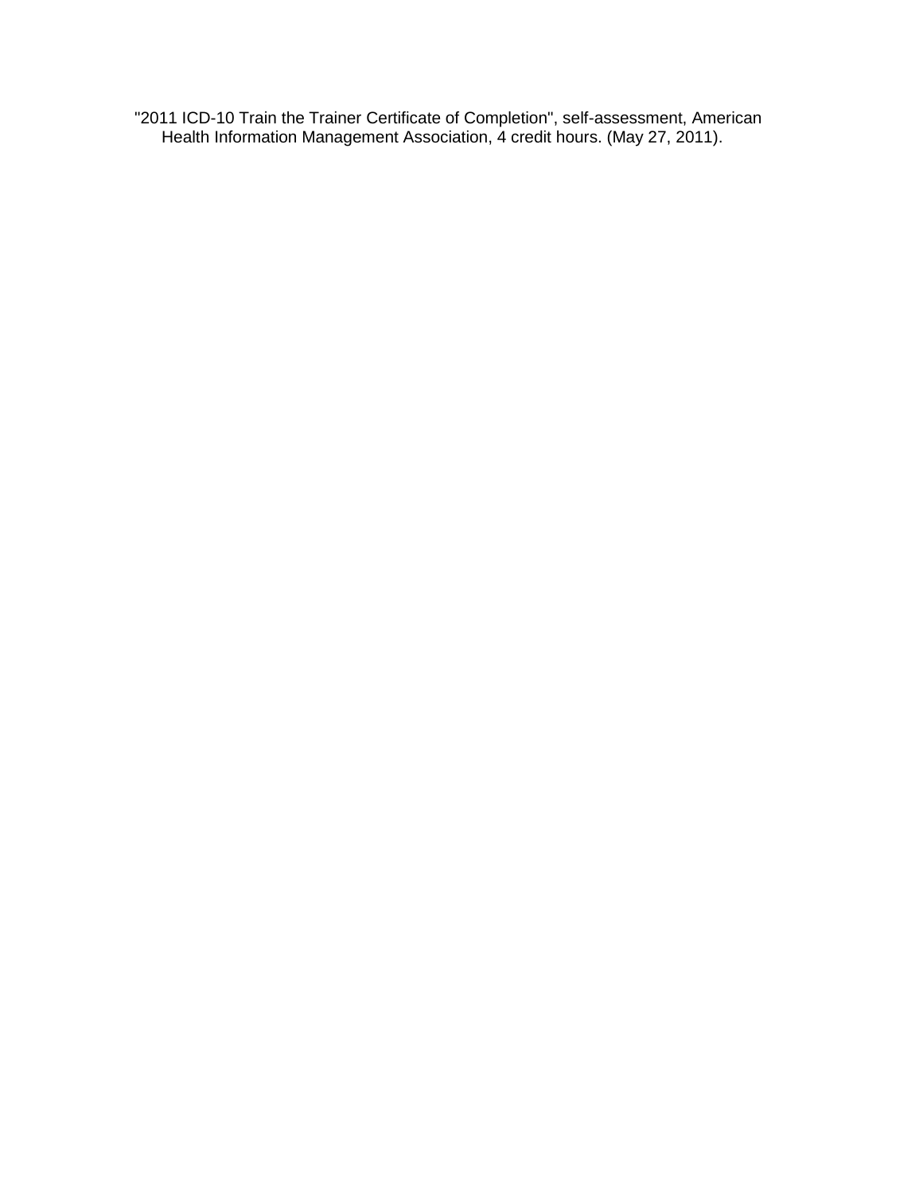"2011 ICD-10 Train the Trainer Certificate of Completion", self-assessment, American Health Information Management Association, 4 credit hours. (May 27, 2011).